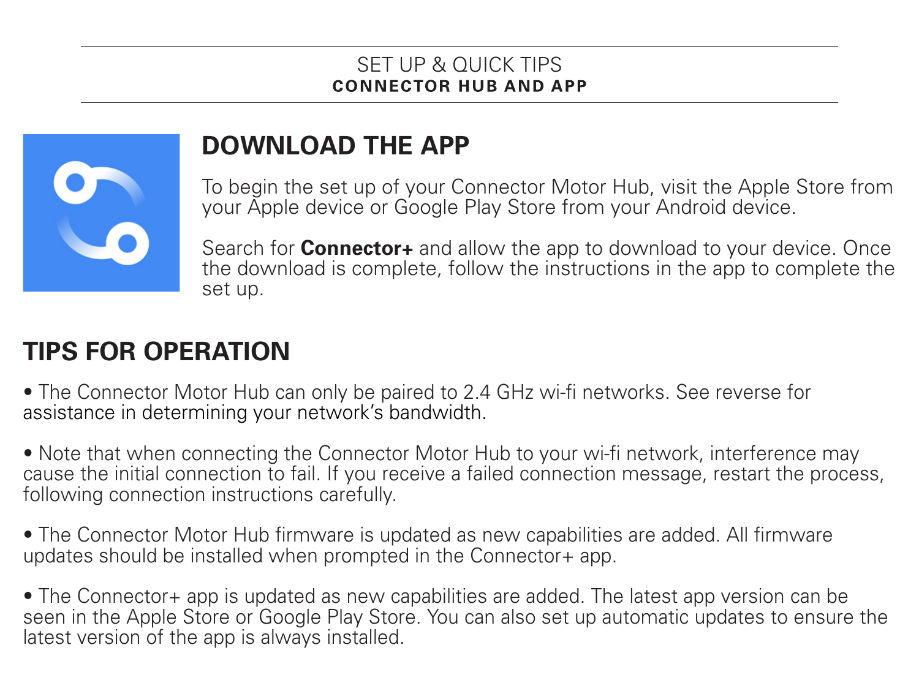# SET UP & QUICK TIPS
**CONNECTOR HUB AND APP**

## DOWNLOAD THE APP

To begin the set up of your Connector Motor Hub, visit the Apple Store from your Apple device or Google Play Store from your Android device.

Search for **Connector+** and allow the app to download to your device. Once the download is complete, follow the instructions in the app to complete the set up.

## TIPS FOR OPERATION

- The Connector Motor Hub can only be paired to 2.4 GHz wi-fi networks. See reverse for assistance in determining your network's bandwidth.

- Note that when connecting the Connector Motor Hub to your wi-fi network, interference may cause the initial connection to fail. If you receive a failed connection message, restart the process, following connection instructions carefully.

- The Connector Motor Hub firmware is updated as new capabilities are added. All firmware updates should be installed when prompted in the Connector+ app.

- The Connector+ app is updated as new capabilities are added. The latest app version can be seen in the Apple Store or Google Play Store. You can also set up automatic updates to ensure the latest version of the app is always installed.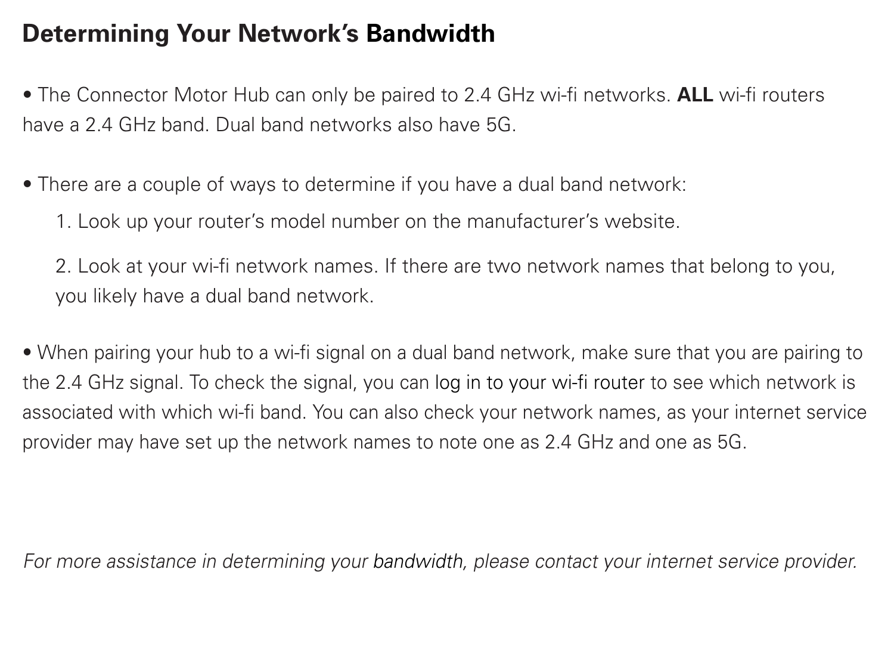## Determining Your Network's Bandwidth

- The Connector Motor Hub can only be paired to 2.4 GHz wi-fi networks. **ALL** wi-fi routers have a 2.4 GHz band. Dual band networks also have 5G.

- There are a couple of ways to determine if you have a dual band network:

  1. Look up your router's model number on the manufacturer's website.

  2. Look at your wi-fi network names. If there are two network names that belong to you, you likely have a dual band network.

- When pairing your hub to a wi-fi signal on a dual band network, make sure that you are pairing to the 2.4 GHz signal. To check the signal, you can log in to your wi-fi router to see which network is associated with which wi-fi band. You can also check your network names, as your internet service provider may have set up the network names to note one as 2.4 GHz and one as 5G.

*For more assistance in determining your bandwidth, please contact your internet service provider.*